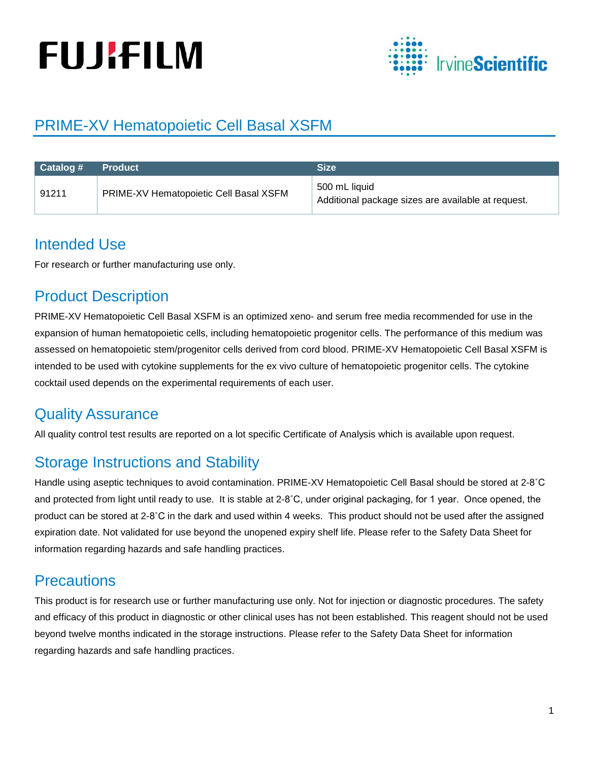# PRIME-XV Hematopoietic Cell Basal XSFM

| Catalog # | Product | Size |
| --- | --- | --- |
| 91211 | PRIME-XV Hematopoietic Cell Basal XSFM | 500 mL liquid<br>Additional package sizes are available at request. |

## Intended Use

For research or further manufacturing use only.

## Product Description

PRIME-XV Hematopoietic Cell Basal XSFM is an optimized xeno- and serum free media recommended for use in the expansion of human hematopoietic cells, including hematopoietic progenitor cells. The performance of this medium was assessed on hematopoietic stem/progenitor cells derived from cord blood. PRIME-XV Hematopoietic Cell Basal XSFM is intended to be used with cytokine supplements for the ex vivo culture of hematopoietic progenitor cells. The cytokine cocktail used depends on the experimental requirements of each user.

## Quality Assurance

All quality control test results are reported on a lot specific Certificate of Analysis which is available upon request.

## Storage Instructions and Stability

Handle using aseptic techniques to avoid contamination. PRIME-XV Hematopoietic Cell Basal should be stored at 2-8˚C and protected from light until ready to use. It is stable at 2-8˚C, under original packaging, for 1 year. Once opened, the product can be stored at 2-8˚C in the dark and used within 4 weeks. This product should not be used after the assigned expiration date. Not validated for use beyond the unopened expiry shelf life. Please refer to the Safety Data Sheet for information regarding hazards and safe handling practices.

## Precautions

This product is for research use or further manufacturing use only. Not for injection or diagnostic procedures. The safety and efficacy of this product in diagnostic or other clinical uses has not been established. This reagent should not be used beyond twelve months indicated in the storage instructions. Please refer to the Safety Data Sheet for information regarding hazards and safe handling practices.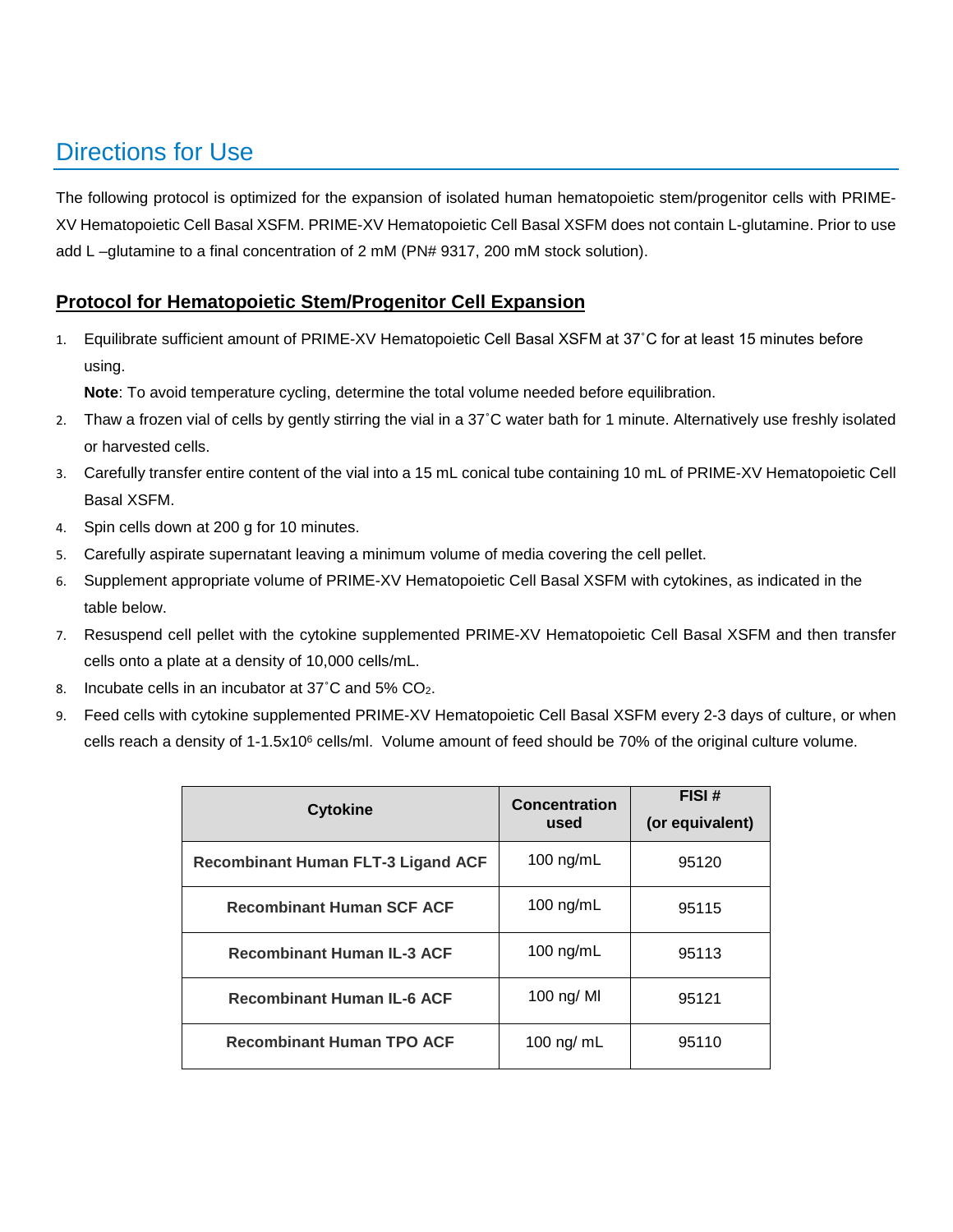# Directions for Use

The following protocol is optimized for the expansion of isolated human hematopoietic stem/progenitor cells with PRIME-XV Hematopoietic Cell Basal XSFM. PRIME-XV Hematopoietic Cell Basal XSFM does not contain L-glutamine. Prior to use add L –glutamine to a final concentration of 2 mM (PN# 9317, 200 mM stock solution).

## Protocol for Hematopoietic Stem/Progenitor Cell Expansion

1. Equilibrate sufficient amount of PRIME-XV Hematopoietic Cell Basal XSFM at 37˚C for at least 15 minutes before using.
   **Note**: To avoid temperature cycling, determine the total volume needed before equilibration.
2. Thaw a frozen vial of cells by gently stirring the vial in a 37˚C water bath for 1 minute. Alternatively use freshly isolated or harvested cells.
3. Carefully transfer entire content of the vial into a 15 mL conical tube containing 10 mL of PRIME-XV Hematopoietic Cell Basal XSFM.
4. Spin cells down at 200 g for 10 minutes.
5. Carefully aspirate supernatant leaving a minimum volume of media covering the cell pellet.
6. Supplement appropriate volume of PRIME-XV Hematopoietic Cell Basal XSFM with cytokines, as indicated in the table below.
7. Resuspend cell pellet with the cytokine supplemented PRIME-XV Hematopoietic Cell Basal XSFM and then transfer cells onto a plate at a density of 10,000 cells/mL.
8. Incubate cells in an incubator at 37˚C and 5% $CO_2$.
9. Feed cells with cytokine supplemented PRIME-XV Hematopoietic Cell Basal XSFM every 2-3 days of culture, or when cells reach a density of 1-1.5x$10^6$ cells/ml. Volume amount of feed should be 70% of the original culture volume.

| Cytokine | Concentration used | FISI # (or equivalent) |
|---|---|---|
| **Recombinant Human FLT-3 Ligand ACF** | 100 ng/mL | 95120 |
| **Recombinant Human SCF ACF** | 100 ng/mL | 95115 |
| **Recombinant Human IL-3 ACF** | 100 ng/mL | 95113 |
| **Recombinant Human IL-6 ACF** | 100 ng/ Ml | 95121 |
| **Recombinant Human TPO ACF** | 100 ng/ mL | 95110 |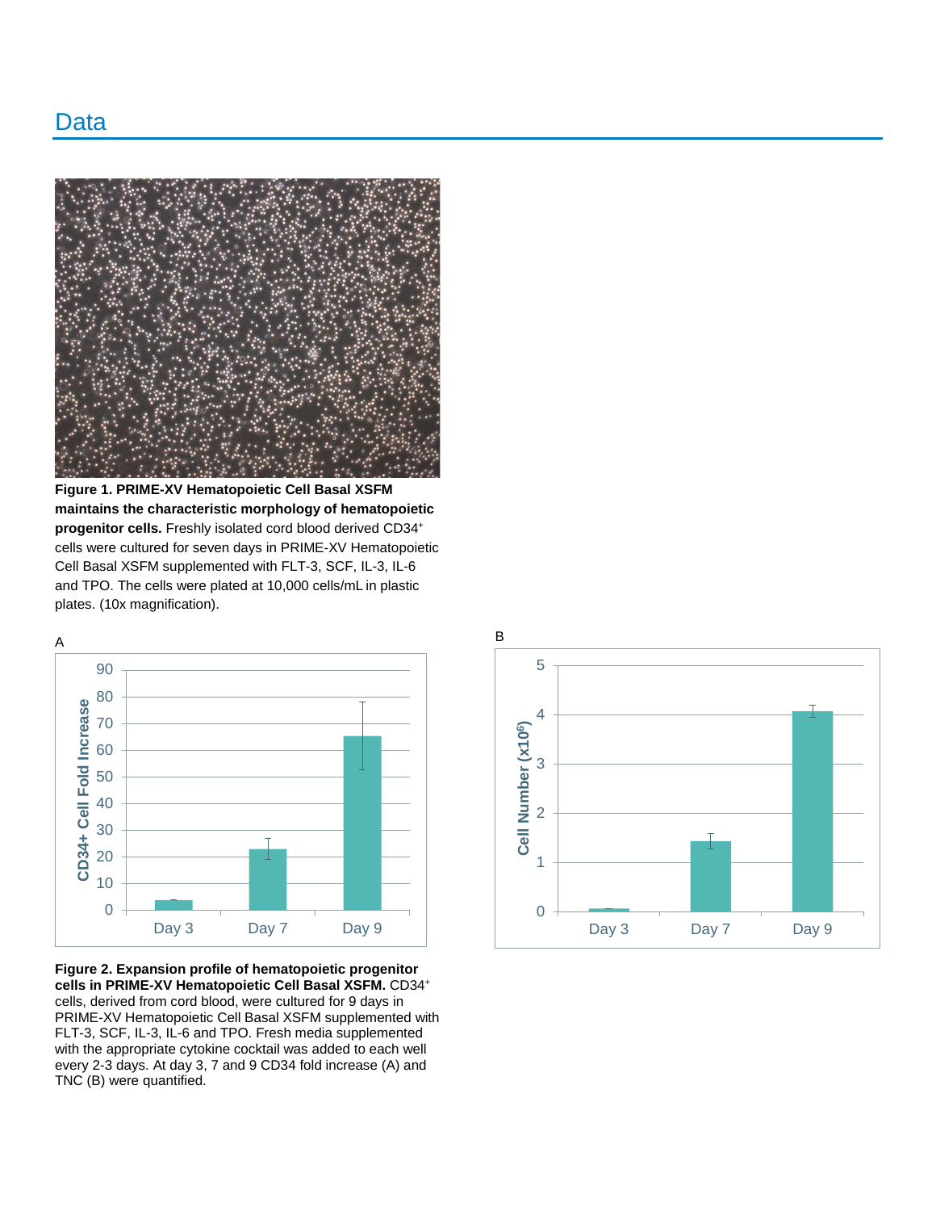## Data

**Figure 1. PRIME-XV Hematopoietic Cell Basal XSFM maintains the characteristic morphology of hematopoietic progenitor cells.** Freshly isolated cord blood derived $CD34^+$ cells were cultured for seven days in PRIME-XV Hematopoietic Cell Basal XSFM supplemented with FLT-3, SCF, IL-3, IL-6 and TPO. The cells were plated at 10,000 cells/mL in plastic plates. (10x magnification).

**Figure 2. Expansion profile of hematopoietic progenitor cells in PRIME-XV Hematopoietic Cell Basal XSFM.** $CD34^+$ cells, derived from cord blood, were cultured for 9 days in PRIME-XV Hematopoietic Cell Basal XSFM supplemented with FLT-3, SCF, IL-3, IL-6 and TPO. Fresh media supplemented with the appropriate cytokine cocktail was added to each well every 2-3 days. At day 3, 7 and 9 CD34 fold increase (A) and TNC (B) were quantified.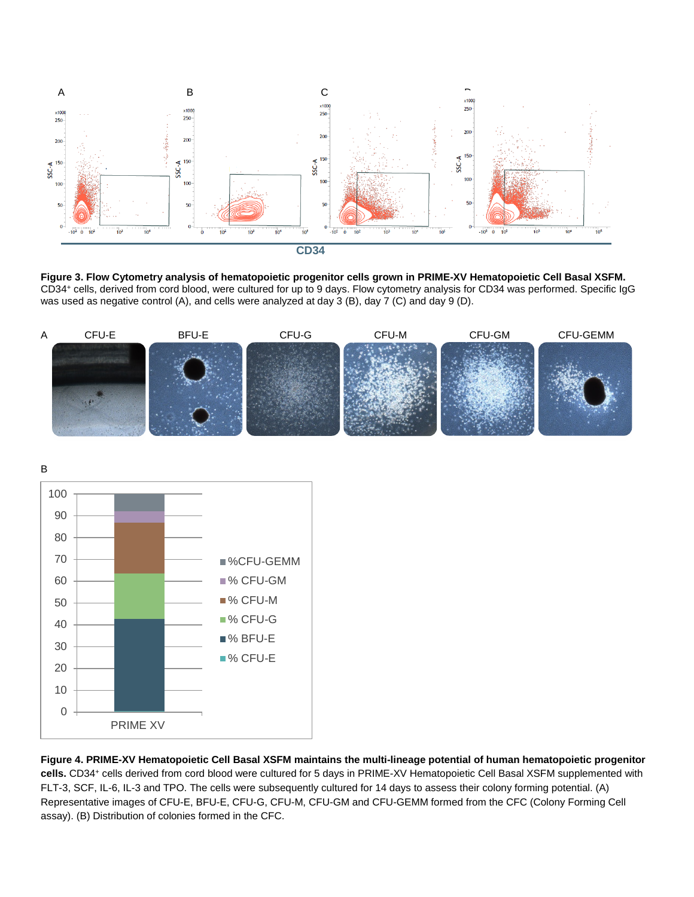**Figure 3. Flow Cytometry analysis of hematopoietic progenitor cells grown in PRIME-XV Hematopoietic Cell Basal XSFM.** CD34⁺ cells, derived from cord blood, were cultured for up to 9 days. Flow cytometry analysis for CD34 was performed. Specific IgG was used as negative control (A), and cells were analyzed at day 3 (B), day 7 (C) and day 9 (D).

**Figure 4. PRIME-XV Hematopoietic Cell Basal XSFM maintains the multi-lineage potential of human hematopoietic progenitor cells.** CD34⁺ cells derived from cord blood were cultured for 5 days in PRIME-XV Hematopoietic Cell Basal XSFM supplemented with FLT-3, SCF, IL-6, IL-3 and TPO. The cells were subsequently cultured for 14 days to assess their colony forming potential. (A) Representative images of CFU-E, BFU-E, CFU-G, CFU-M, CFU-GM and CFU-GEMM formed from the CFC (Colony Forming Cell assay). (B) Distribution of colonies formed in the CFC.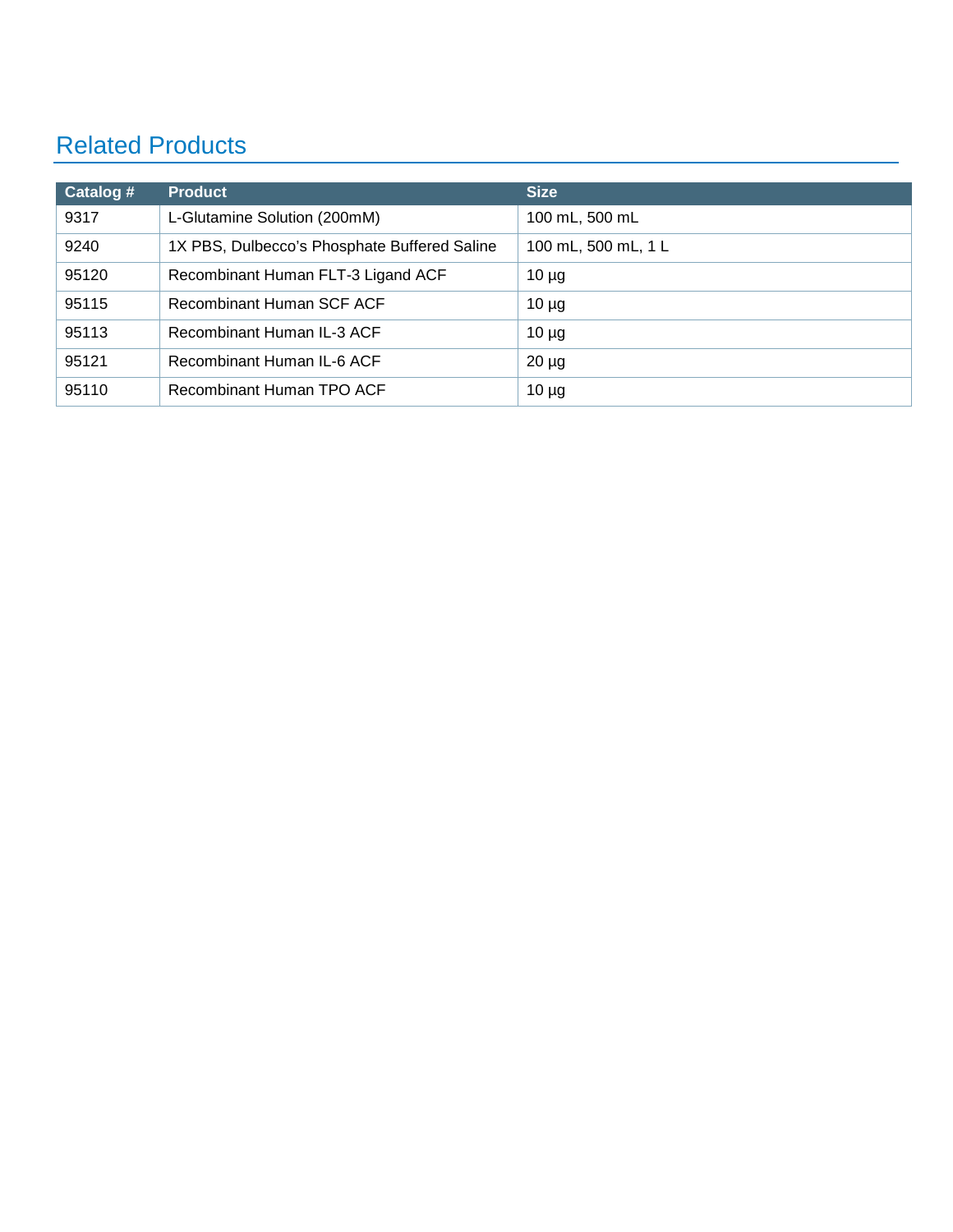## Related Products

| Catalog # | Product | Size |
|---|---|---|
| 9317 | L-Glutamine Solution (200mM) | 100 mL, 500 mL |
| 9240 | 1X PBS, Dulbecco's Phosphate Buffered Saline | 100 mL, 500 mL, 1 L |
| 95120 | Recombinant Human FLT-3 Ligand ACF | 10 µg |
| 95115 | Recombinant Human SCF ACF | 10 µg |
| 95113 | Recombinant Human IL-3 ACF | 10 µg |
| 95121 | Recombinant Human IL-6 ACF | 20 µg |
| 95110 | Recombinant Human TPO ACF | 10 µg |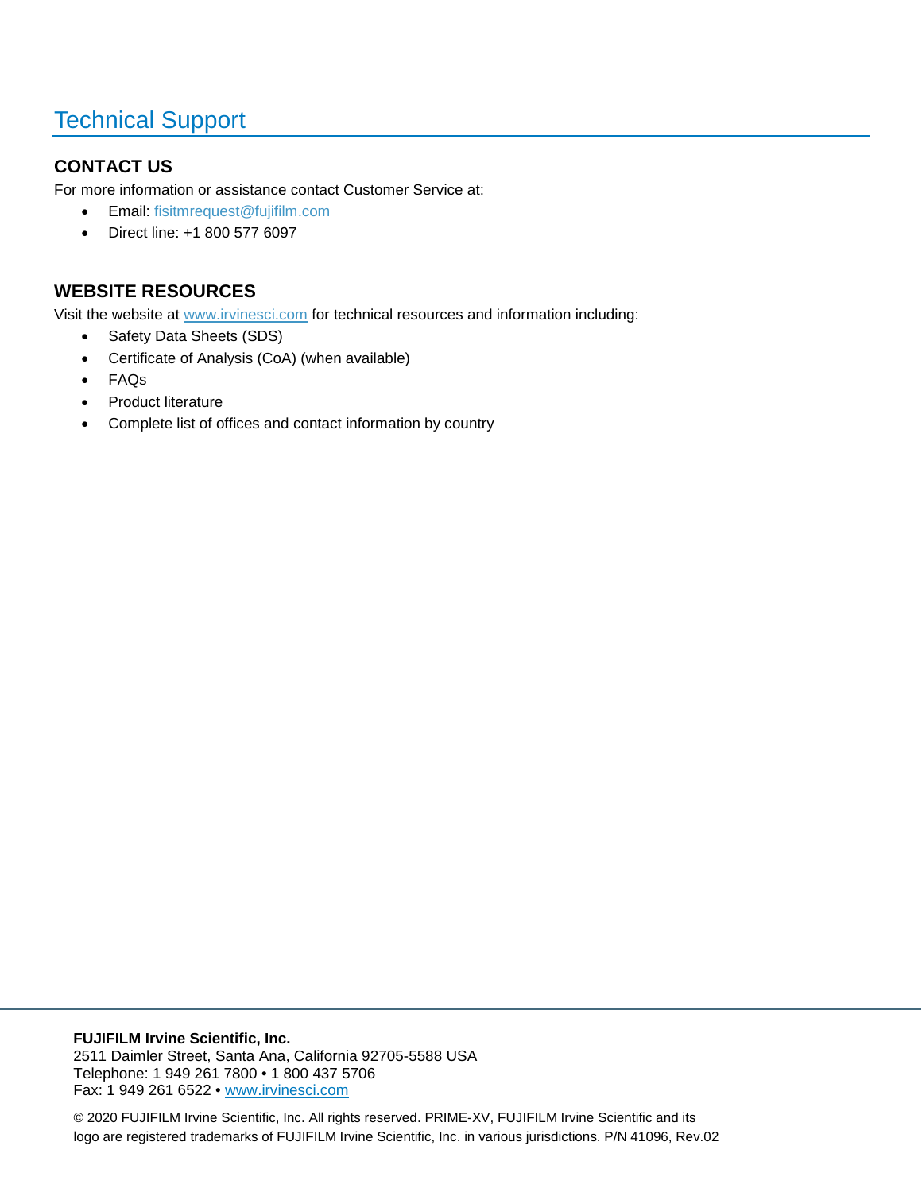# Technical Support

## CONTACT US

For more information or assistance contact Customer Service at:

- Email: fisitmrequest@fujifilm.com
- Direct line: +1 800 577 6097

## WEBSITE RESOURCES

Visit the website at www.irvinesci.com for technical resources and information including:

- Safety Data Sheets (SDS)
- Certificate of Analysis (CoA) (when available)
- FAQs
- Product literature
- Complete list of offices and contact information by country

**FUJIFILM Irvine Scientific, Inc.**
2511 Daimler Street, Santa Ana, California 92705-5588 USA
Telephone: 1 949 261 7800 • 1 800 437 5706
Fax: 1 949 261 6522 • www.irvinesci.com

© 2020 FUJIFILM Irvine Scientific, Inc. All rights reserved. PRIME-XV, FUJIFILM Irvine Scientific and its logo are registered trademarks of FUJIFILM Irvine Scientific, Inc. in various jurisdictions. P/N 41096, Rev.02